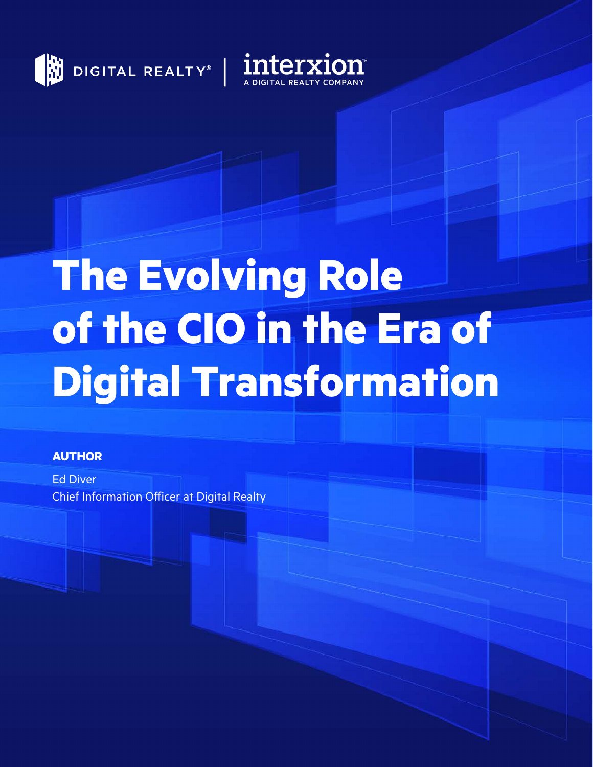DIGITAL REALTY® | interxion™ A DIGITAL REALTY COMPANY

# The Evolving Role of the CIO in the Era of Digital Transformation

**AUTHOR**

Ed Diver
Chief Information Officer at Digital Realty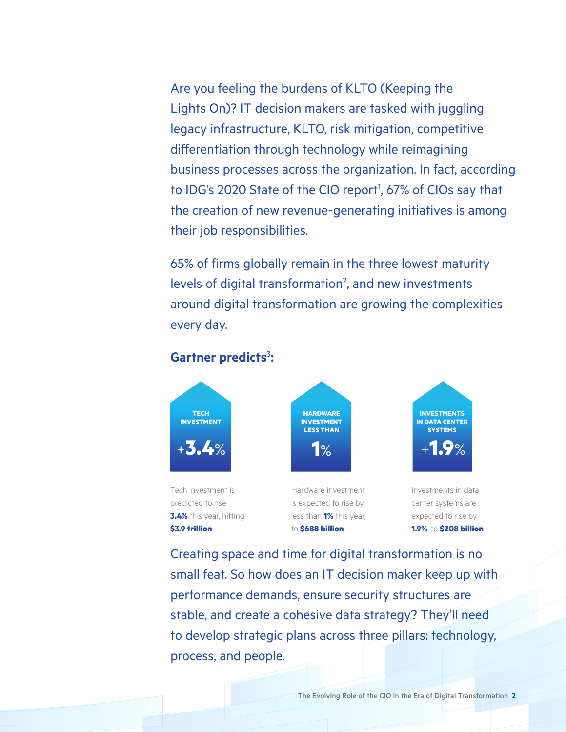Are you feeling the burdens of KLTO (Keeping the Lights On)? IT decision makers are tasked with juggling legacy infrastructure, KLTO, risk mitigation, competitive differentiation through technology while reimagining business processes across the organization. In fact, according to IDG's 2020 State of the CIO report[1], 67% of CIOs say that the creation of new revenue-generating initiatives is among their job responsibilities.

65% of firms globally remain in the three lowest maturity levels of digital transformation[2], and new investments around digital transformation are growing the complexities every day.

**Gartner predicts[3]:**

**TECH INVESTMENT**

**+3.4%**

Tech investment is predicted to rise **3.4%** this year, hitting **$3.9 trillion**

**HARDWARE INVESTMENT LESS THAN**

**1%**

Hardware investment is expected to rise by less than **1%** this year, to **$688 billion**

**INVESTMENTS IN DATA CENTER SYSTEMS**

**+1.9%**

Investments in data center systems are expected to rise by **1.9%**, to **$208 billion**

Creating space and time for digital transformation is no small feat. So how does an IT decision maker keep up with performance demands, ensure security structures are stable, and create a cohesive data strategy? They'll need to develop strategic plans across three pillars: technology, process, and people.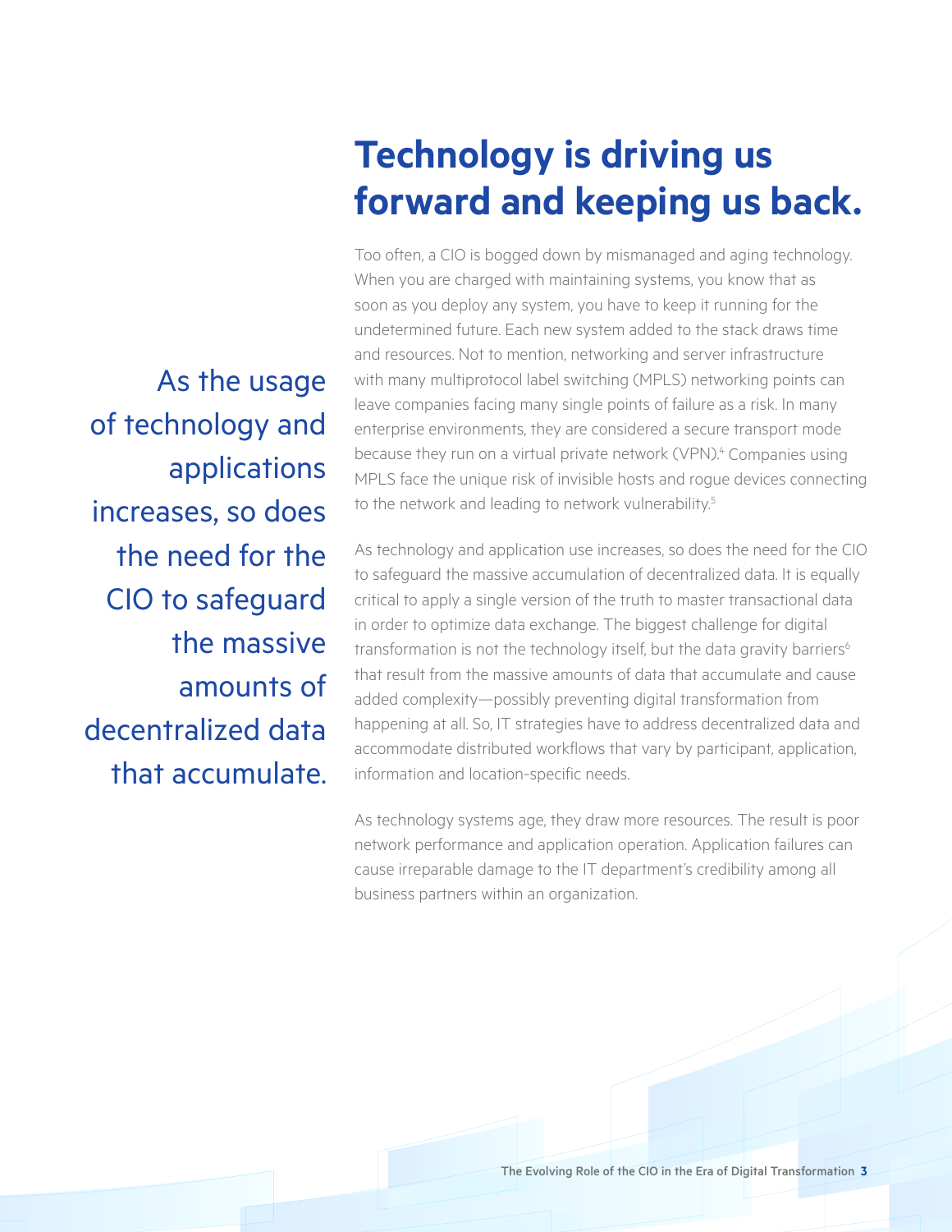# Technology is driving us forward and keeping us back.

As the usage of technology and applications increases, so does the need for the CIO to safeguard the massive amounts of decentralized data that accumulate.

Too often, a CIO is bogged down by mismanaged and aging technology. When you are charged with maintaining systems, you know that as soon as you deploy any system, you have to keep it running for the undetermined future. Each new system added to the stack draws time and resources. Not to mention, networking and server infrastructure with many multiprotocol label switching (MPLS) networking points can leave companies facing many single points of failure as a risk. In many enterprise environments, they are considered a secure transport mode because they run on a virtual private network (VPN).[4] Companies using MPLS face the unique risk of invisible hosts and rogue devices connecting to the network and leading to network vulnerability.[5]

As technology and application use increases, so does the need for the CIO to safeguard the massive accumulation of decentralized data. It is equally critical to apply a single version of the truth to master transactional data in order to optimize data exchange. The biggest challenge for digital transformation is not the technology itself, but the data gravity barriers[6] that result from the massive amounts of data that accumulate and cause added complexity—possibly preventing digital transformation from happening at all. So, IT strategies have to address decentralized data and accommodate distributed workflows that vary by participant, application, information and location-specific needs.

As technology systems age, they draw more resources. The result is poor network performance and application operation. Application failures can cause irreparable damage to the IT department's credibility among all business partners within an organization.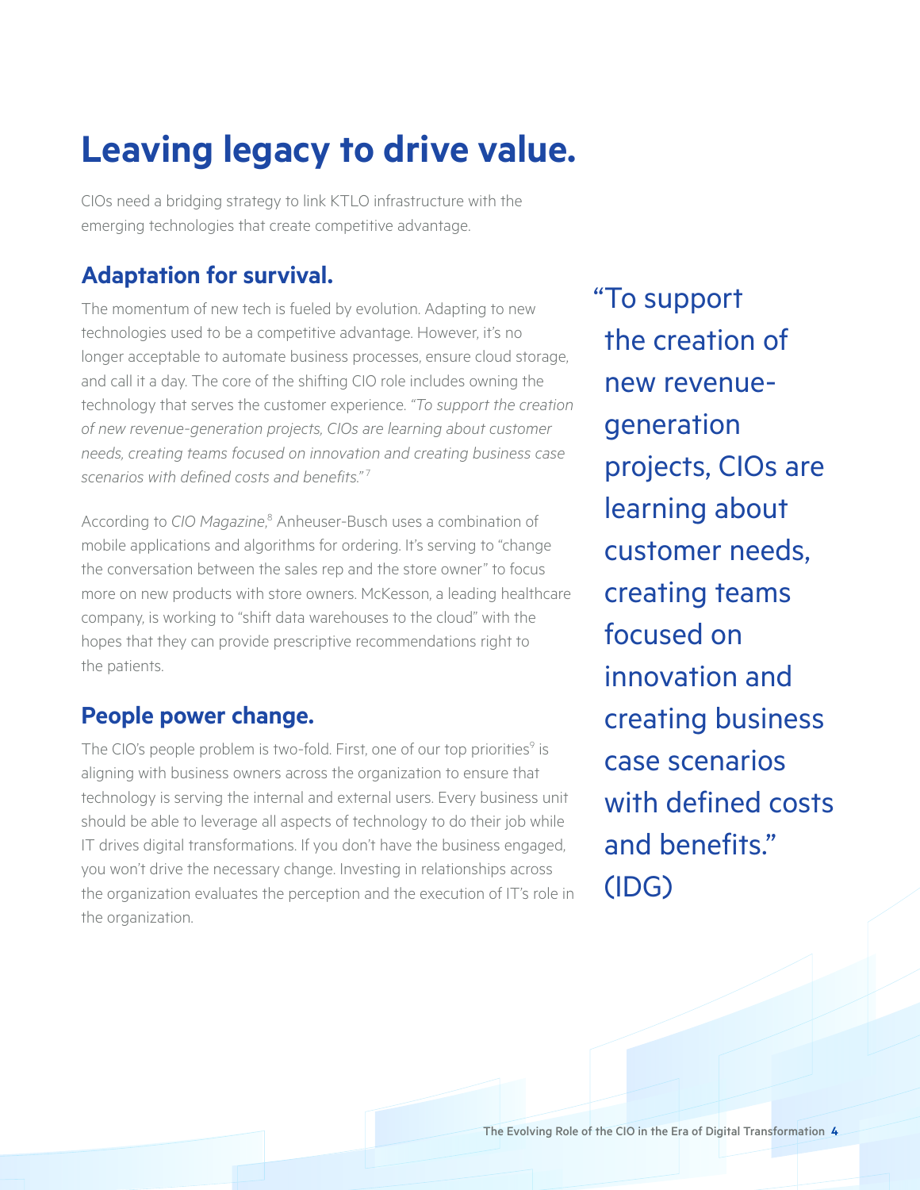# Leaving legacy to drive value.

CIOs need a bridging strategy to link KTLO infrastructure with the emerging technologies that create competitive advantage.

## Adaptation for survival.

The momentum of new tech is fueled by evolution. Adapting to new technologies used to be a competitive advantage. However, it's no longer acceptable to automate business processes, ensure cloud storage, and call it a day. The core of the shifting CIO role includes owning the technology that serves the customer experience. *"To support the creation of new revenue-generation projects, CIOs are learning about customer needs, creating teams focused on innovation and creating business case scenarios with defined costs and benefits."*[7]

According to *CIO Magazine*,[8] Anheuser-Busch uses a combination of mobile applications and algorithms for ordering. It's serving to "change the conversation between the sales rep and the store owner" to focus more on new products with store owners. McKesson, a leading healthcare company, is working to "shift data warehouses to the cloud" with the hopes that they can provide prescriptive recommendations right to the patients.

## People power change.

The CIO's people problem is two-fold. First, one of our top priorities[9] is aligning with business owners across the organization to ensure that technology is serving the internal and external users. Every business unit should be able to leverage all aspects of technology to do their job while IT drives digital transformations. If you don't have the business engaged, you won't drive the necessary change. Investing in relationships across the organization evaluates the perception and the execution of IT's role in the organization.

> "To support the creation of new revenue-generation projects, CIOs are learning about customer needs, creating teams focused on innovation and creating business case scenarios with defined costs and benefits." (IDG)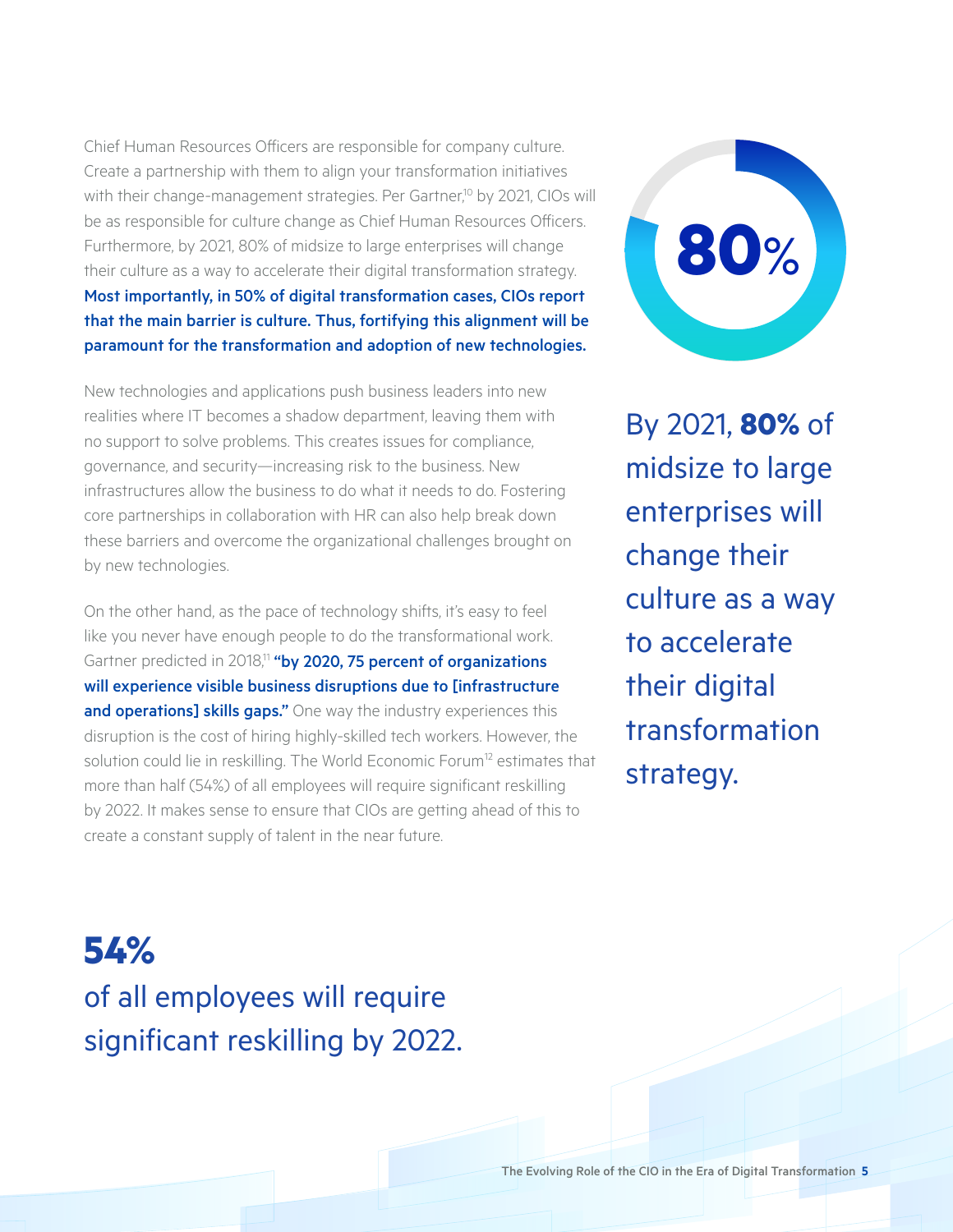Chief Human Resources Officers are responsible for company culture. Create a partnership with them to align your transformation initiatives with their change-management strategies. Per Gartner,[10] by 2021, CIOs will be as responsible for culture change as Chief Human Resources Officers. Furthermore, by 2021, 80% of midsize to large enterprises will change their culture as a way to accelerate their digital transformation strategy. **Most importantly, in 50% of digital transformation cases, CIOs report that the main barrier is culture. Thus, fortifying this alignment will be paramount for the transformation and adoption of new technologies.**

New technologies and applications push business leaders into new realities where IT becomes a shadow department, leaving them with no support to solve problems. This creates issues for compliance, governance, and security—increasing risk to the business. New infrastructures allow the business to do what it needs to do. Fostering core partnerships in collaboration with HR can also help break down these barriers and overcome the organizational challenges brought on by new technologies.

On the other hand, as the pace of technology shifts, it's easy to feel like you never have enough people to do the transformational work. Gartner predicted in 2018,[11] **"by 2020, 75 percent of organizations will experience visible business disruptions due to [infrastructure and operations] skills gaps."** One way the industry experiences this disruption is the cost of hiring highly-skilled tech workers. However, the solution could lie in reskilling. The World Economic Forum[12] estimates that more than half (54%) of all employees will require significant reskilling by 2022. It makes sense to ensure that CIOs are getting ahead of this to create a constant supply of talent in the near future.

**80%**

By 2021, **80%** of midsize to large enterprises will change their culture as a way to accelerate their digital transformation strategy.

**54%**

of all employees will require significant reskilling by 2022.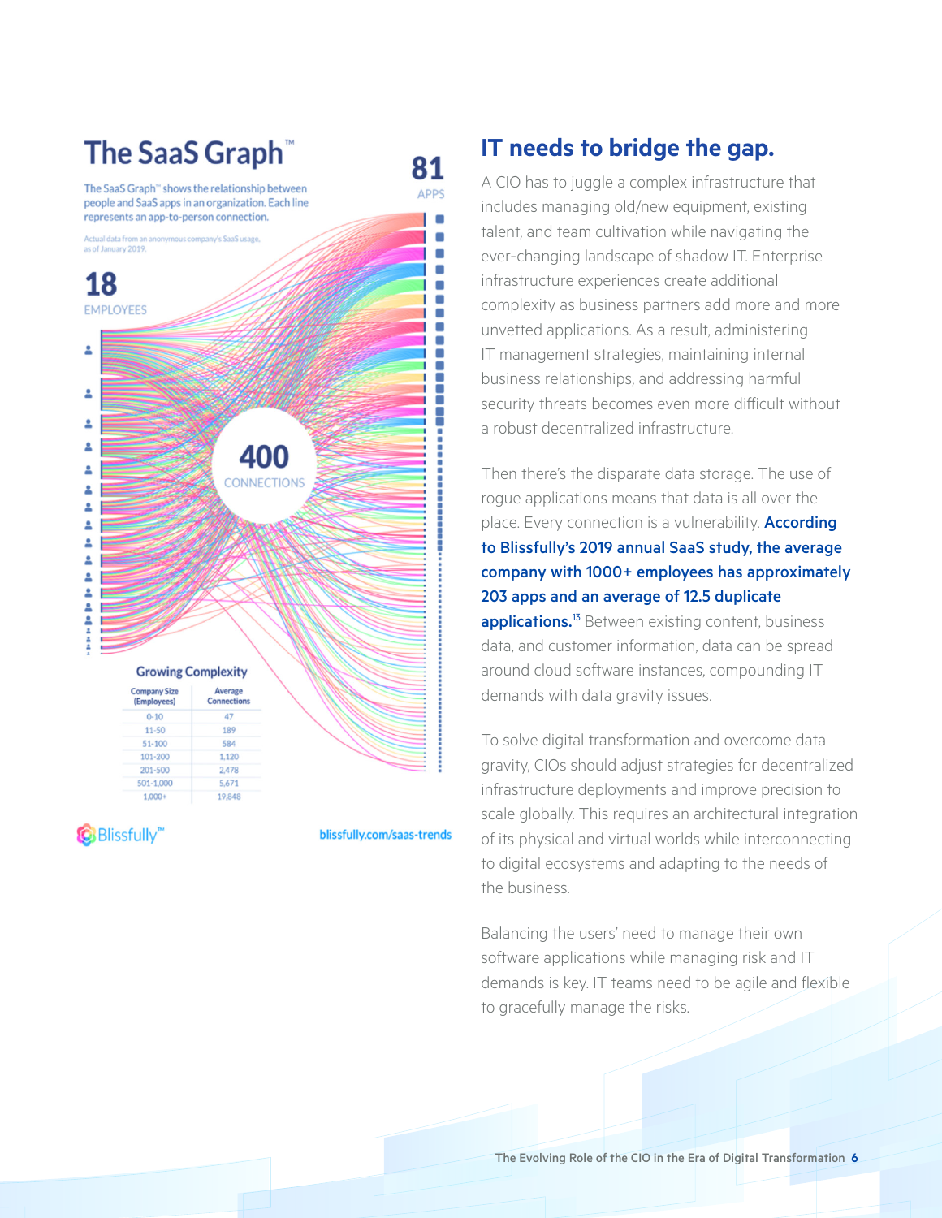## The SaaS Graph™

The SaaS Graph™ shows the relationship between people and SaaS apps in an organization. Each line represents an app-to-person connection.

Actual data from an anonymous company's SaaS usage, as of January 2019.

**18** EMPLOYEES

**81** APPS

**400** CONNECTIONS

**Growing Complexity**

| Company Size (Employees) | Average Connections |
|---|---|
| 0-10 | 47 |
| 11-50 | 189 |
| 51-100 | 584 |
| 101-200 | 1,120 |
| 201-500 | 2,478 |
| 501-1,000 | 5,671 |
| 1,000+ | 19,848 |

Blissfully™

blissfully.com/saas-trends

# IT needs to bridge the gap.

A CIO has to juggle a complex infrastructure that includes managing old/new equipment, existing talent, and team cultivation while navigating the ever-changing landscape of shadow IT. Enterprise infrastructure experiences create additional complexity as business partners add more and more unvetted applications. As a result, administering IT management strategies, maintaining internal business relationships, and addressing harmful security threats becomes even more difficult without a robust decentralized infrastructure.

Then there's the disparate data storage. The use of rogue applications means that data is all over the place. Every connection is a vulnerability. **According to Blissfully's 2019 annual SaaS study, the average company with 1000+ employees has approximately 203 apps and an average of 12.5 duplicate applications.**[13] Between existing content, business data, and customer information, data can be spread around cloud software instances, compounding IT demands with data gravity issues.

To solve digital transformation and overcome data gravity, CIOs should adjust strategies for decentralized infrastructure deployments and improve precision to scale globally. This requires an architectural integration of its physical and virtual worlds while interconnecting to digital ecosystems and adapting to the needs of the business.

Balancing the users' need to manage their own software applications while managing risk and IT demands is key. IT teams need to be agile and flexible to gracefully manage the risks.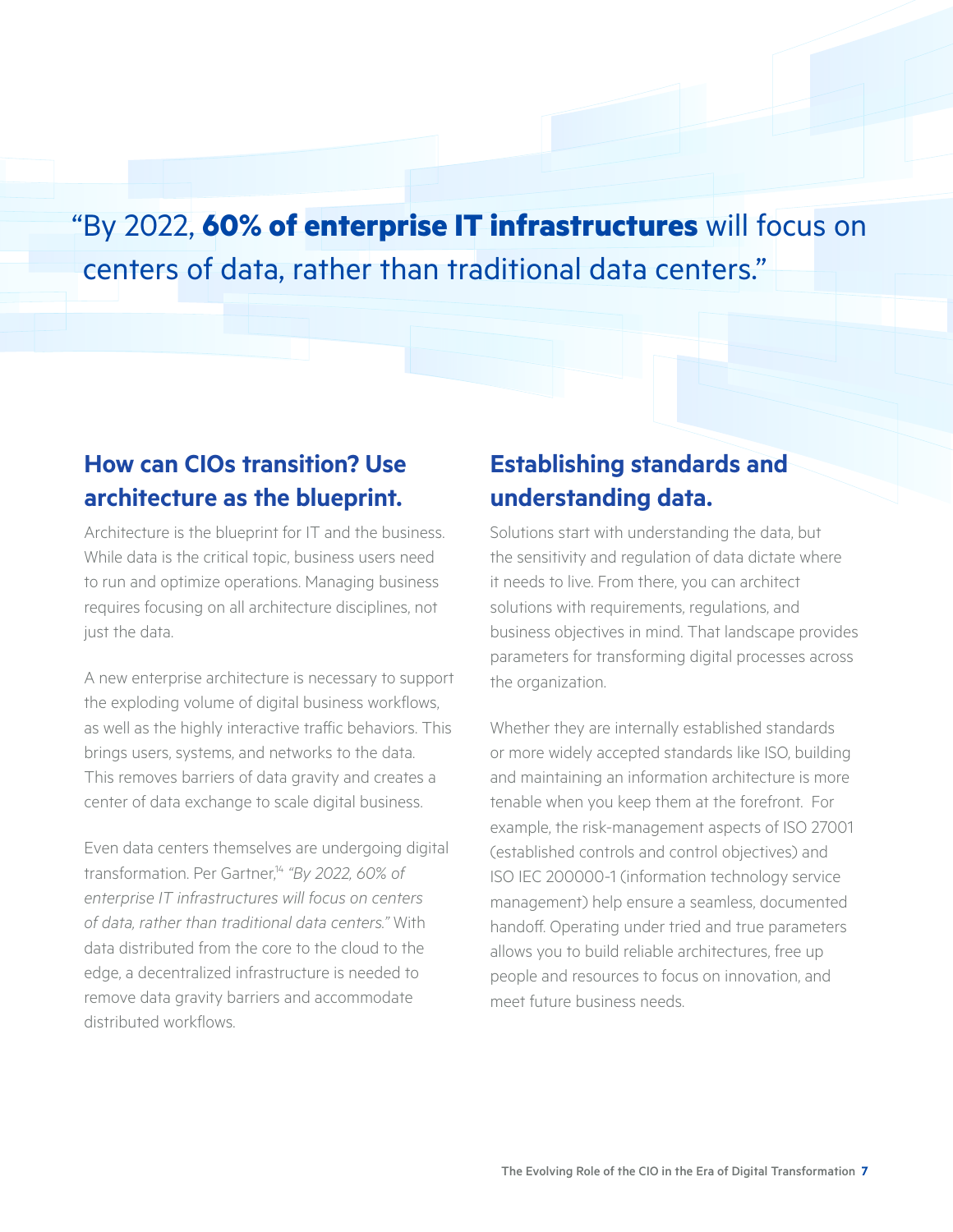"By 2022, **60% of enterprise IT infrastructures** will focus on centers of data, rather than traditional data centers."

## How can CIOs transition? Use architecture as the blueprint.

Architecture is the blueprint for IT and the business. While data is the critical topic, business users need to run and optimize operations. Managing business requires focusing on all architecture disciplines, not just the data.

A new enterprise architecture is necessary to support the exploding volume of digital business workflows, as well as the highly interactive traffic behaviors. This brings users, systems, and networks to the data. This removes barriers of data gravity and creates a center of data exchange to scale digital business.

Even data centers themselves are undergoing digital transformation. Per Gartner,[14] *"By 2022, 60% of enterprise IT infrastructures will focus on centers of data, rather than traditional data centers."* With data distributed from the core to the cloud to the edge, a decentralized infrastructure is needed to remove data gravity barriers and accommodate distributed workflows.

## Establishing standards and understanding data.

Solutions start with understanding the data, but the sensitivity and regulation of data dictate where it needs to live. From there, you can architect solutions with requirements, regulations, and business objectives in mind. That landscape provides parameters for transforming digital processes across the organization.

Whether they are internally established standards or more widely accepted standards like ISO, building and maintaining an information architecture is more tenable when you keep them at the forefront. For example, the risk-management aspects of ISO 27001 (established controls and control objectives) and ISO IEC 200000-1 (information technology service management) help ensure a seamless, documented handoff. Operating under tried and true parameters allows you to build reliable architectures, free up people and resources to focus on innovation, and meet future business needs.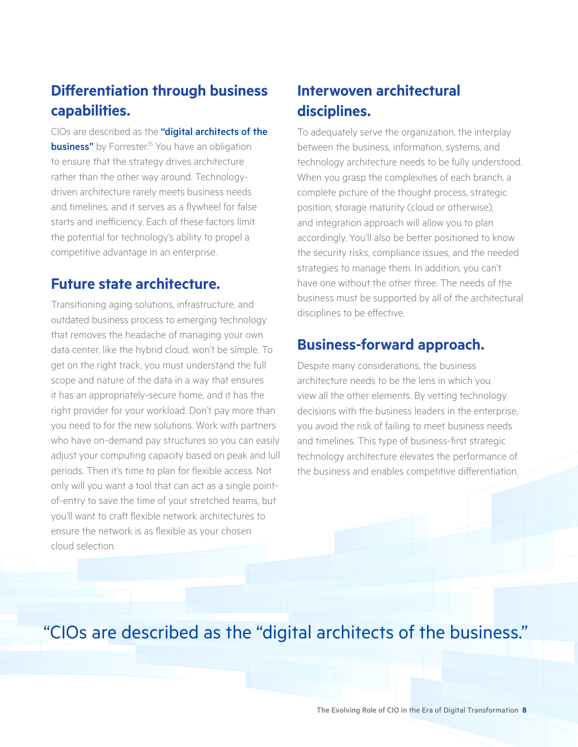## Differentiation through business capabilities.

CIOs are described as the **"digital architects of the business"** by Forrester.[15] You have an obligation to ensure that the strategy drives architecture rather than the other way around. Technology-driven architecture rarely meets business needs and timelines, and it serves as a flywheel for false starts and inefficiency. Each of these factors limit the potential for technology's ability to propel a competitive advantage in an enterprise.

## Future state architecture.

Transitioning aging solutions, infrastructure, and outdated business process to emerging technology that removes the headache of managing your own data center, like the hybrid cloud, won't be simple. To get on the right track, you must understand the full scope and nature of the data in a way that ensures it has an appropriately-secure home, and it has the right provider for your workload. Don't pay more than you need to for the new solutions. Work with partners who have on-demand pay structures so you can easily adjust your computing capacity based on peak and lull periods. Then it's time to plan for flexible access. Not only will you want a tool that can act as a single point-of-entry to save the time of your stretched teams, but you'll want to craft flexible network architectures to ensure the network is as flexible as your chosen cloud selection.

## Interwoven architectural disciplines.

To adequately serve the organization, the interplay between the business, information, systems, and technology architecture needs to be fully understood. When you grasp the complexities of each branch, a complete picture of the thought process, strategic position, storage maturity (cloud or otherwise), and integration approach will allow you to plan accordingly. You'll also be better positioned to know the security risks, compliance issues, and the needed strategies to manage them. In addition, you can't have one without the other three. The needs of the business must be supported by all of the architectural disciplines to be effective.

## Business-forward approach.

Despite many considerations, the business architecture needs to be the lens in which you view all the other elements. By vetting technology decisions with the business leaders in the enterprise, you avoid the risk of failing to meet business needs and timelines. This type of business-first strategic technology architecture elevates the performance of the business and enables competitive differentiation.

"CIOs are described as the "digital architects of the business."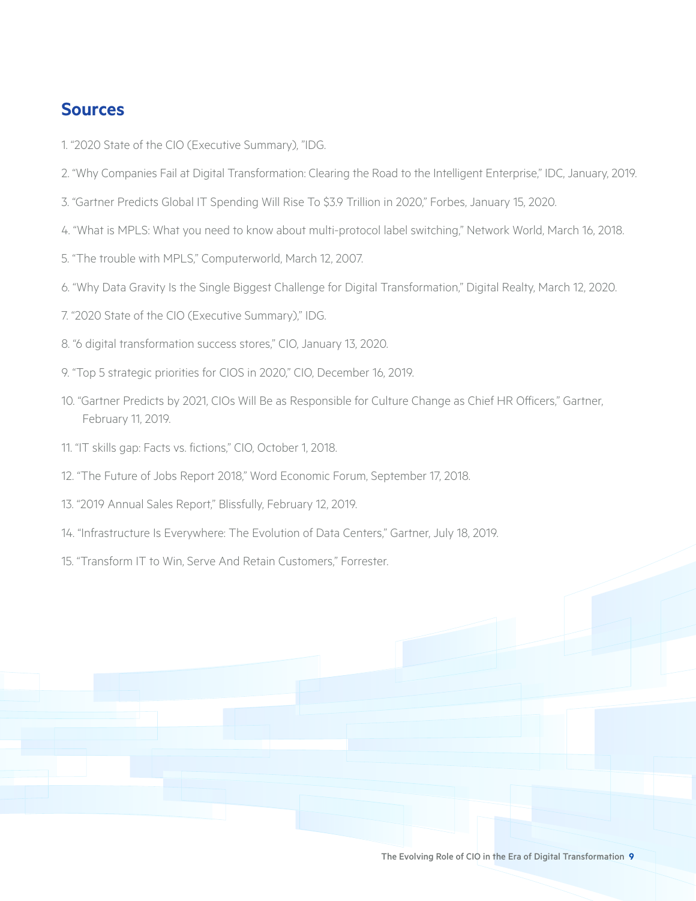## Sources

1. "2020 State of the CIO (Executive Summary), "IDG.
2. "Why Companies Fail at Digital Transformation: Clearing the Road to the Intelligent Enterprise," IDC, January, 2019.
3. "Gartner Predicts Global IT Spending Will Rise To $3.9 Trillion in 2020," Forbes, January 15, 2020.
4. "What is MPLS: What you need to know about multi-protocol label switching," Network World, March 16, 2018.
5. "The trouble with MPLS," Computerworld, March 12, 2007.
6. "Why Data Gravity Is the Single Biggest Challenge for Digital Transformation," Digital Realty, March 12, 2020.
7. "2020 State of the CIO (Executive Summary)," IDG.
8. "6 digital transformation success stores," CIO, January 13, 2020.
9. "Top 5 strategic priorities for CIOS in 2020," CIO, December 16, 2019.
10. "Gartner Predicts by 2021, CIOs Will Be as Responsible for Culture Change as Chief HR Officers," Gartner, February 11, 2019.
11. "IT skills gap: Facts vs. fictions," CIO, October 1, 2018.
12. "The Future of Jobs Report 2018," Word Economic Forum, September 17, 2018.
13. "2019 Annual Sales Report," Blissfully, February 12, 2019.
14. "Infrastructure Is Everywhere: The Evolution of Data Centers," Gartner, July 18, 2019.
15. "Transform IT to Win, Serve And Retain Customers," Forrester.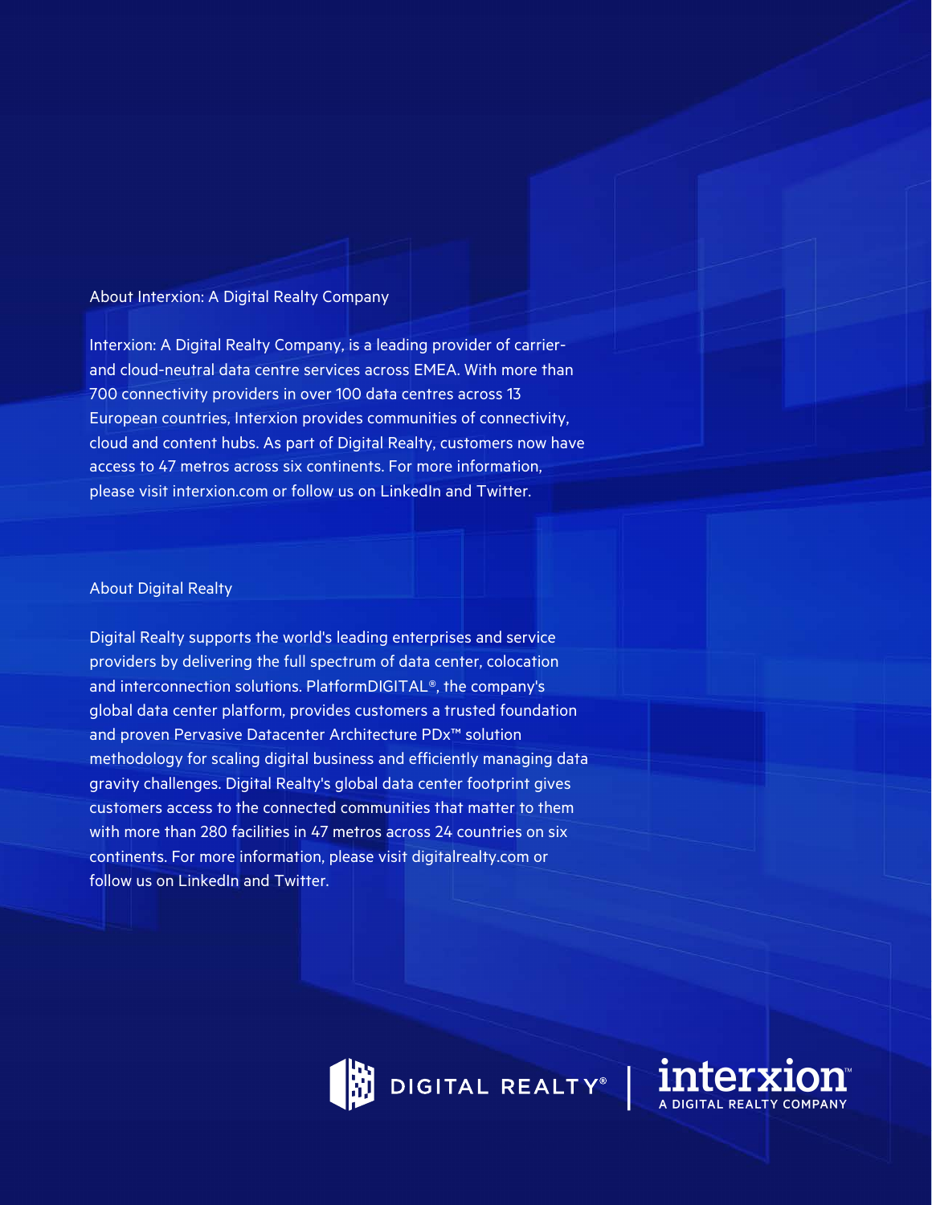## About Interxion: A Digital Realty Company

Interxion: A Digital Realty Company, is a leading provider of carrier- and cloud-neutral data centre services across EMEA. With more than 700 connectivity providers in over 100 data centres across 13 European countries, Interxion provides communities of connectivity, cloud and content hubs. As part of Digital Realty, customers now have access to 47 metros across six continents. For more information, please visit interxion.com or follow us on LinkedIn and Twitter.

## About Digital Realty

Digital Realty supports the world's leading enterprises and service providers by delivering the full spectrum of data center, colocation and interconnection solutions. PlatformDIGITAL®, the company's global data center platform, provides customers a trusted foundation and proven Pervasive Datacenter Architecture PDx™ solution methodology for scaling digital business and efficiently managing data gravity challenges. Digital Realty's global data center footprint gives customers access to the connected communities that matter to them with more than 280 facilities in 47 metros across 24 countries on six continents. For more information, please visit digitalrealty.com or follow us on LinkedIn and Twitter.

DIGITAL REALTY® | interxion™ A DIGITAL REALTY COMPANY